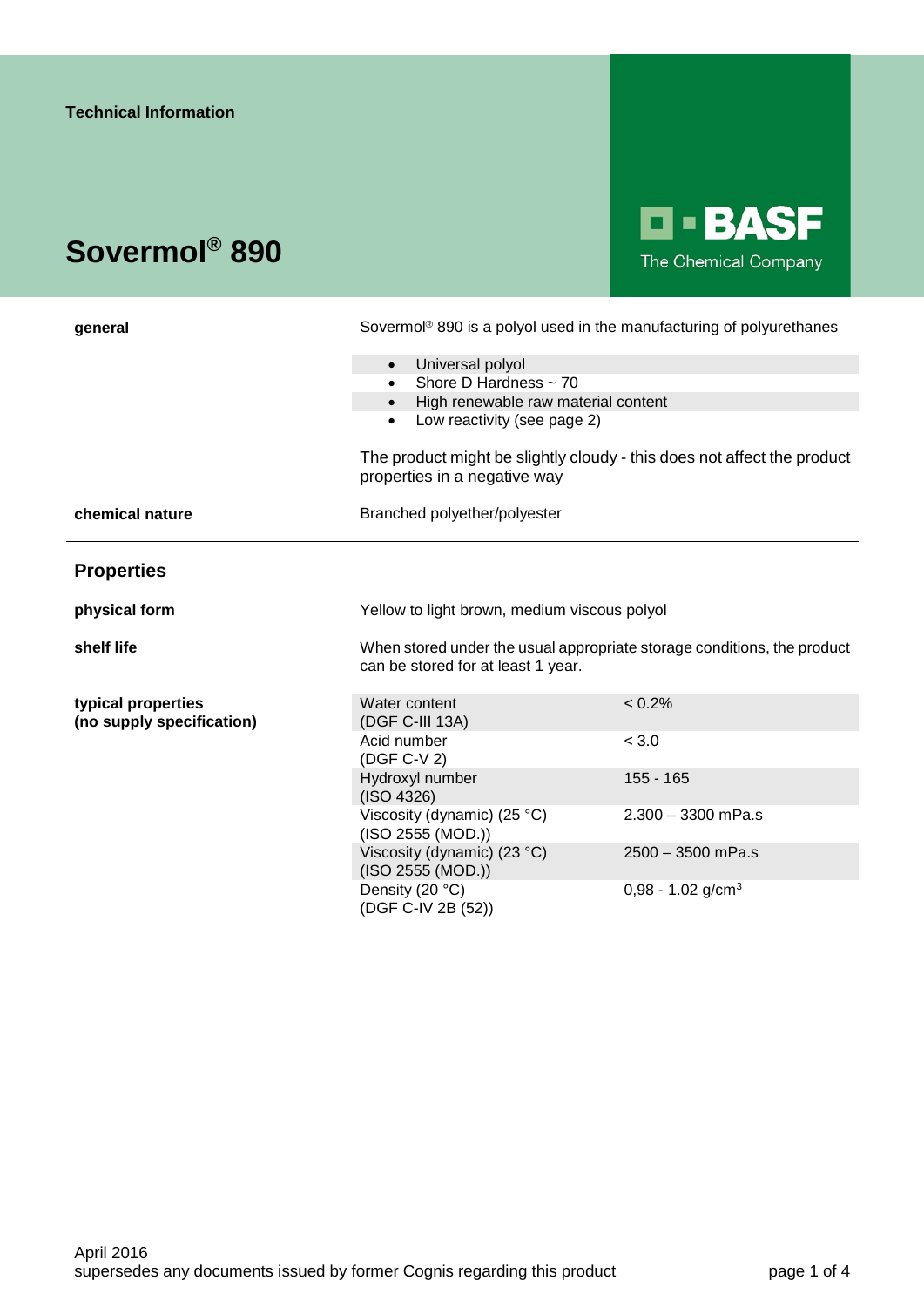Technical Information

# Sovermol® 890

BASF
The Chemical Company

**general**

Sovermol® 890 is a polyol used in the manufacturing of polyurethanes

- Universal polyol
- Shore D Hardness ~ 70
- High renewable raw material content
- Low reactivity (see page 2)

The product might be slightly cloudy - this does not affect the product properties in a negative way

**chemical nature**

Branched polyether/polyester

---

## Properties

**physical form**

Yellow to light brown, medium viscous polyol

**shelf life**

When stored under the usual appropriate storage conditions, the product can be stored for at least 1 year.

**typical properties**
**(no supply specification)**

| | |
|---|---|
| Water content (DGF C-III 13A) | < 0.2% |
| Acid number (DGF C-V 2) | < 3.0 |
| Hydroxyl number (ISO 4326) | 155 - 165 |
| Viscosity (dynamic) (25 °C) (ISO 2555 (MOD.)) | 2.300 – 3300 mPa.s |
| Viscosity (dynamic) (23 °C) (ISO 2555 (MOD.)) | 2500 – 3500 mPa.s |
| Density (20 °C) (DGF C-IV 2B (52)) | 0,98 - 1.02 g/cm$^3$ |

April 2016
supersedes any documents issued by former Cognis regarding this product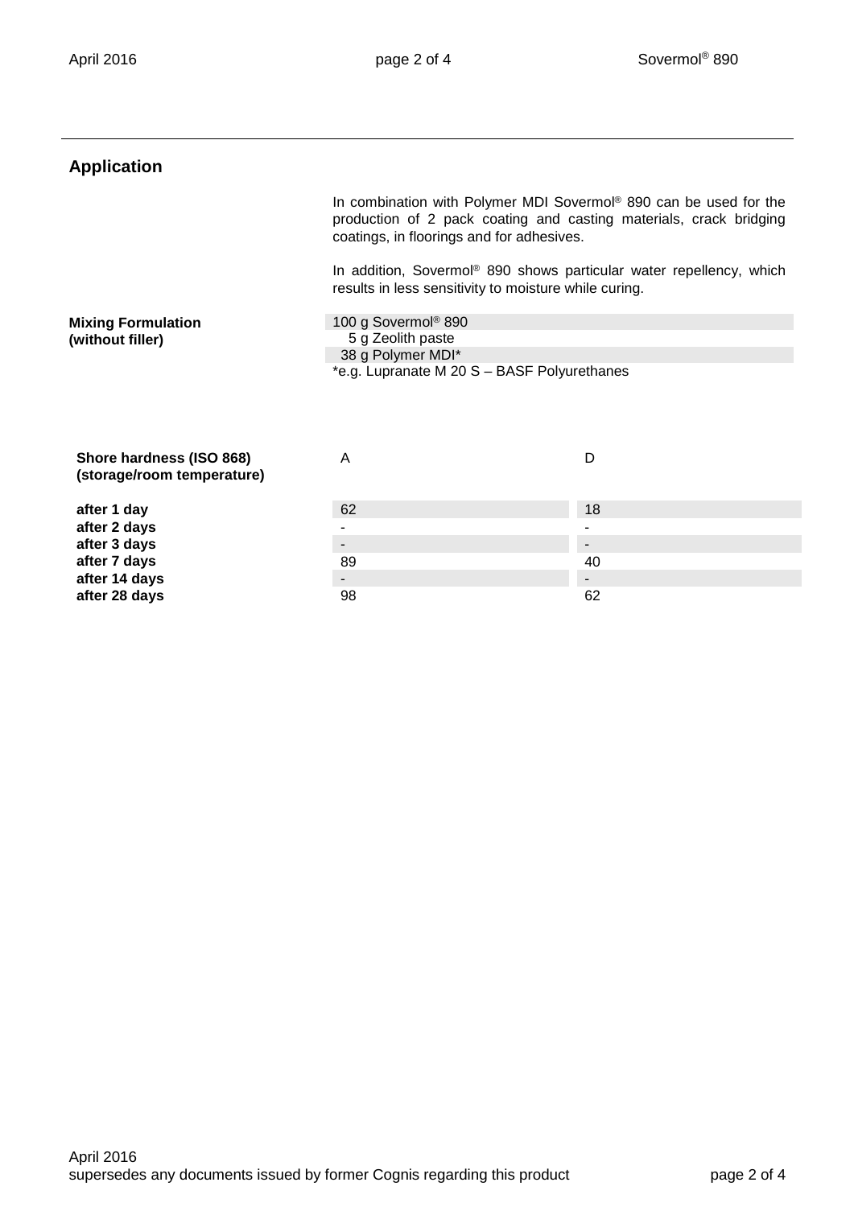## Application

In combination with Polymer MDI Sovermol® 890 can be used for the production of 2 pack coating and casting materials, crack bridging coatings, in floorings and for adhesives.

In addition, Sovermol® 890 shows particular water repellency, which results in less sensitivity to moisture while curing.

**Mixing Formulation (without filler)**

100 g Sovermol® 890
5 g Zeolith paste
38 g Polymer MDI*
*e.g. Lupranate M 20 S – BASF Polyurethanes

| Shore hardness (ISO 868) (storage/room temperature) | A | D |
|---|---|---|
| **after 1 day** | 62 | 18 |
| **after 2 days** | - | - |
| **after 3 days** | - | - |
| **after 7 days** | 89 | 40 |
| **after 14 days** | - | - |
| **after 28 days** | 98 | 62 |

April 2016
supersedes any documents issued by former Cognis regarding this product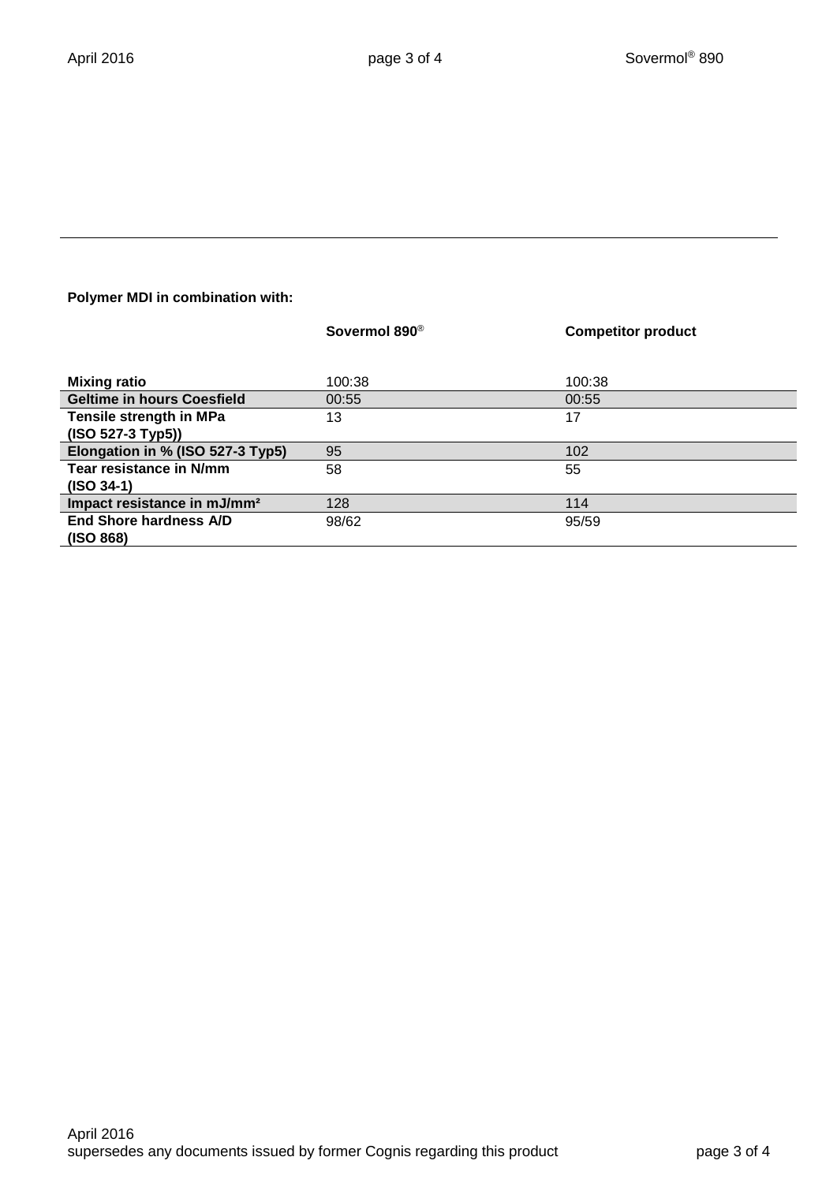**Polymer MDI in combination with:**

| | Sovermol 890® | Competitor product |
|---|---|---|
| **Mixing ratio** | 100:38 | 100:38 |
| **Geltime in hours Coesfield** | 00:55 | 00:55 |
| **Tensile strength in MPa (ISO 527-3 Typ5))** | 13 | 17 |
| **Elongation in % (ISO 527-3 Typ5)** | 95 | 102 |
| **Tear resistance in N/mm (ISO 34-1)** | 58 | 55 |
| **Impact resistance in mJ/mm²** | 128 | 114 |
| **End Shore hardness A/D (ISO 868)** | 98/62 | 95/59 |

April 2016
supersedes any documents issued by former Cognis regarding this product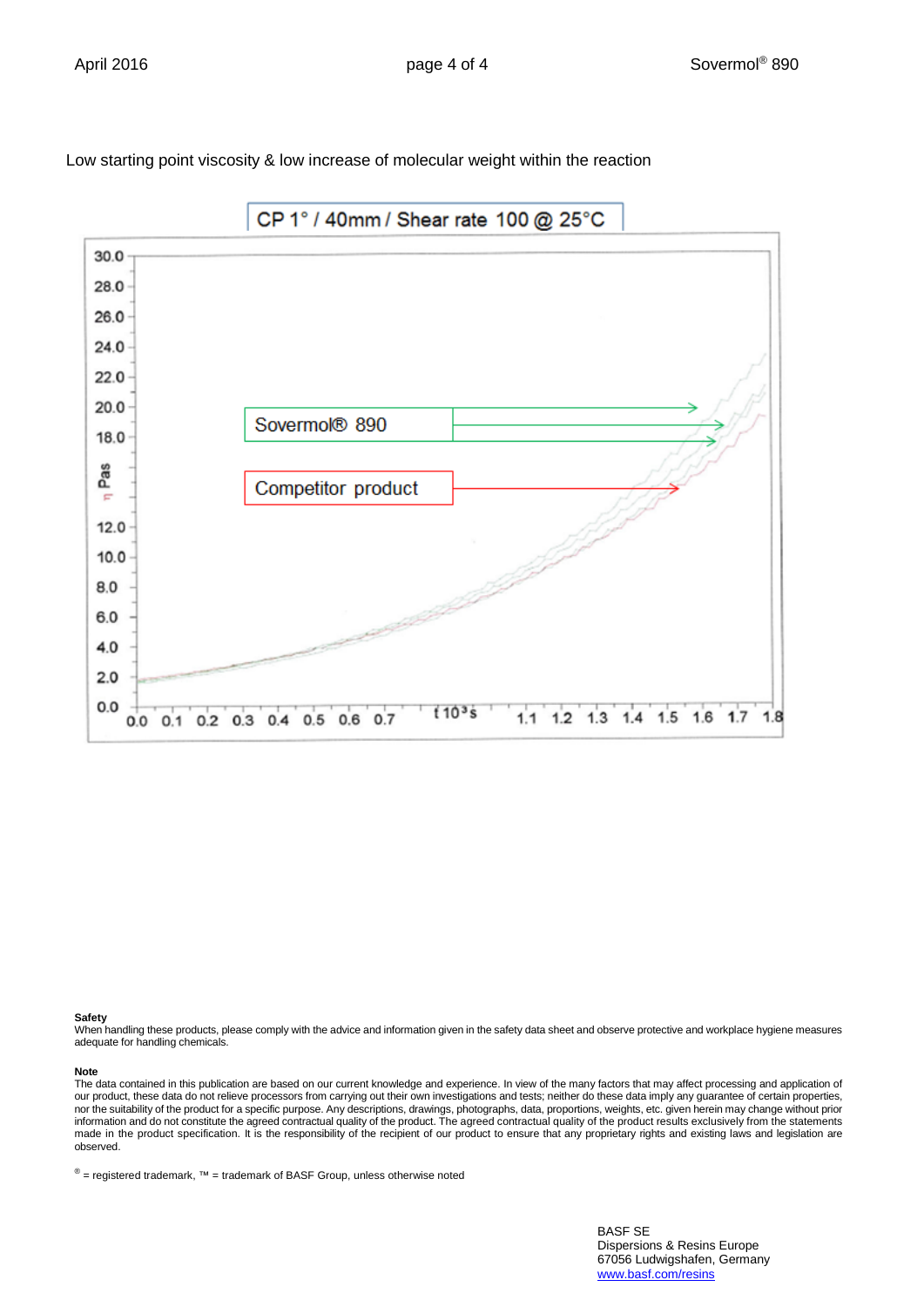Low starting point viscosity & low increase of molecular weight within the reaction

CP 1° / 40mm / Shear rate 100 @ 25°C

Sovermol® 890

Competitor product

η Pas

30.0
28.0
26.0
24.0
22.0
20.0
18.0
12.0
10.0
8.0
6.0
4.0
2.0
0.0

0.0 0.1 0.2 0.3 0.4 0.5 0.6 0.7 t 10³s 1.1 1.2 1.3 1.4 1.5 1.6 1.7 1.8

**Safety**
When handling these products, please comply with the advice and information given in the safety data sheet and observe protective and workplace hygiene measures adequate for handling chemicals.

**Note**
The data contained in this publication are based on our current knowledge and experience. In view of the many factors that may affect processing and application of our product, these data do not relieve processors from carrying out their own investigations and tests; neither do these data imply any guarantee of certain properties, nor the suitability of the product for a specific purpose. Any descriptions, drawings, photographs, data, proportions, weights, etc. given herein may change without prior information and do not constitute the agreed contractual quality of the product. The agreed contractual quality of the product results exclusively from the statements made in the product specification. It is the responsibility of the recipient of our product to ensure that any proprietary rights and existing laws and legislation are observed.

® = registered trademark, ™ = trademark of BASF Group, unless otherwise noted

BASF SE
Dispersions & Resins Europe
67056 Ludwigshafen, Germany
www.basf.com/resins